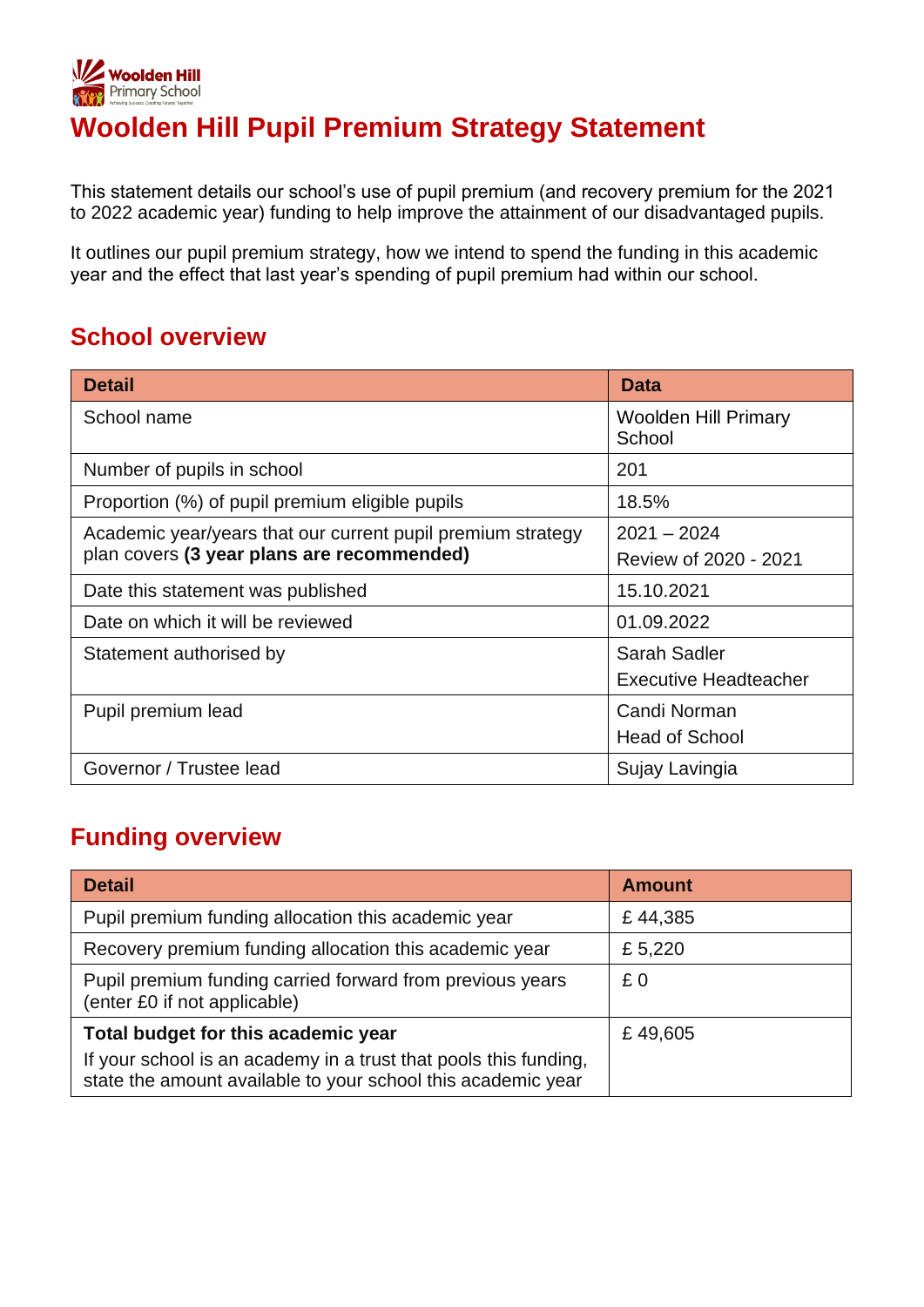# Woolden Hill Pupil Premium Strategy Statement

This statement details our school's use of pupil premium (and recovery premium for the 2021 to 2022 academic year) funding to help improve the attainment of our disadvantaged pupils.

It outlines our pupil premium strategy, how we intend to spend the funding in this academic year and the effect that last year's spending of pupil premium had within our school.

## School overview

| Detail | Data |
|---|---|
| School name | Woolden Hill Primary School |
| Number of pupils in school | 201 |
| Proportion (%) of pupil premium eligible pupils | 18.5% |
| Academic year/years that our current pupil premium strategy plan covers **(3 year plans are recommended)** | 2021 – 2024<br>Review of 2020 - 2021 |
| Date this statement was published | 15.10.2021 |
| Date on which it will be reviewed | 01.09.2022 |
| Statement authorised by | Sarah Sadler<br>Executive Headteacher |
| Pupil premium lead | Candi Norman<br>Head of School |
| Governor / Trustee lead | Sujay Lavingia |

## Funding overview

| Detail | Amount |
|---|---|
| Pupil premium funding allocation this academic year | £ 44,385 |
| Recovery premium funding allocation this academic year | £ 5,220 |
| Pupil premium funding carried forward from previous years (enter £0 if not applicable) | £ 0 |
| **Total budget for this academic year**<br>If your school is an academy in a trust that pools this funding, state the amount available to your school this academic year | £ 49,605 |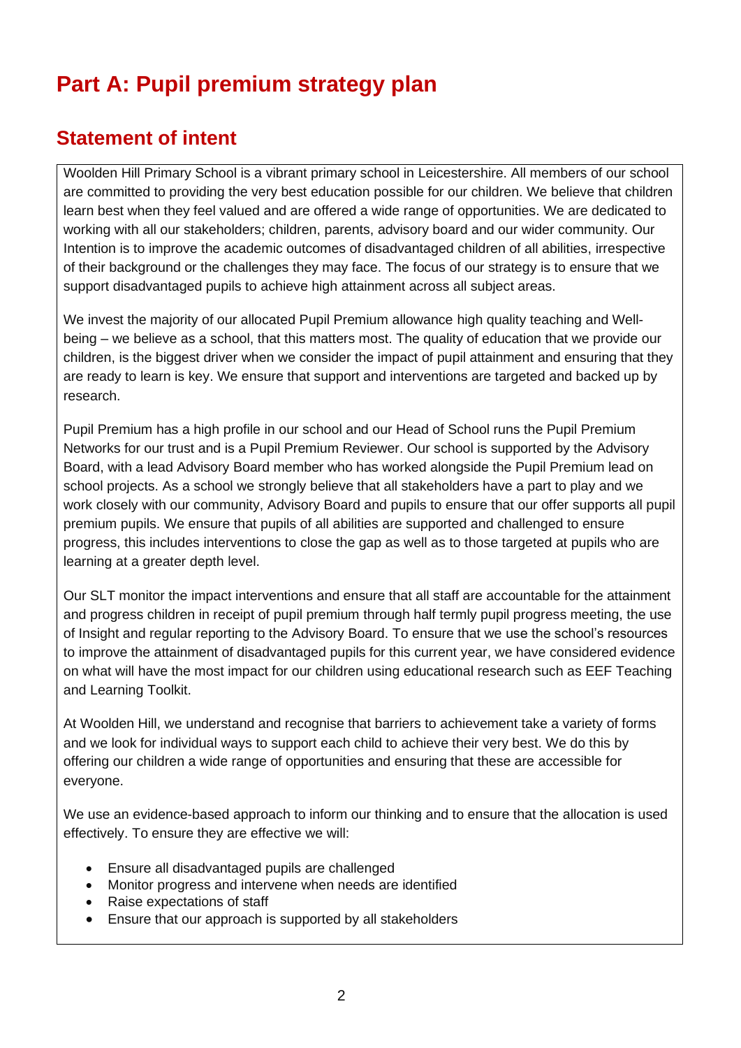# Part A: Pupil premium strategy plan

## Statement of intent

Woolden Hill Primary School is a vibrant primary school in Leicestershire. All members of our school are committed to providing the very best education possible for our children. We believe that children learn best when they feel valued and are offered a wide range of opportunities. We are dedicated to working with all our stakeholders; children, parents, advisory board and our wider community. Our Intention is to improve the academic outcomes of disadvantaged children of all abilities, irrespective of their background or the challenges they may face. The focus of our strategy is to ensure that we support disadvantaged pupils to achieve high attainment across all subject areas.

We invest the majority of our allocated Pupil Premium allowance high quality teaching and Well-being – we believe as a school, that this matters most. The quality of education that we provide our children, is the biggest driver when we consider the impact of pupil attainment and ensuring that they are ready to learn is key. We ensure that support and interventions are targeted and backed up by research.

Pupil Premium has a high profile in our school and our Head of School runs the Pupil Premium Networks for our trust and is a Pupil Premium Reviewer. Our school is supported by the Advisory Board, with a lead Advisory Board member who has worked alongside the Pupil Premium lead on school projects. As a school we strongly believe that all stakeholders have a part to play and we work closely with our community, Advisory Board and pupils to ensure that our offer supports all pupil premium pupils. We ensure that pupils of all abilities are supported and challenged to ensure progress, this includes interventions to close the gap as well as to those targeted at pupils who are learning at a greater depth level.

Our SLT monitor the impact interventions and ensure that all staff are accountable for the attainment and progress children in receipt of pupil premium through half termly pupil progress meeting, the use of Insight and regular reporting to the Advisory Board. To ensure that we use the school's resources to improve the attainment of disadvantaged pupils for this current year, we have considered evidence on what will have the most impact for our children using educational research such as EEF Teaching and Learning Toolkit.

At Woolden Hill, we understand and recognise that barriers to achievement take a variety of forms and we look for individual ways to support each child to achieve their very best. We do this by offering our children a wide range of opportunities and ensuring that these are accessible for everyone.

We use an evidence-based approach to inform our thinking and to ensure that the allocation is used effectively. To ensure they are effective we will:

- Ensure all disadvantaged pupils are challenged
- Monitor progress and intervene when needs are identified
- Raise expectations of staff
- Ensure that our approach is supported by all stakeholders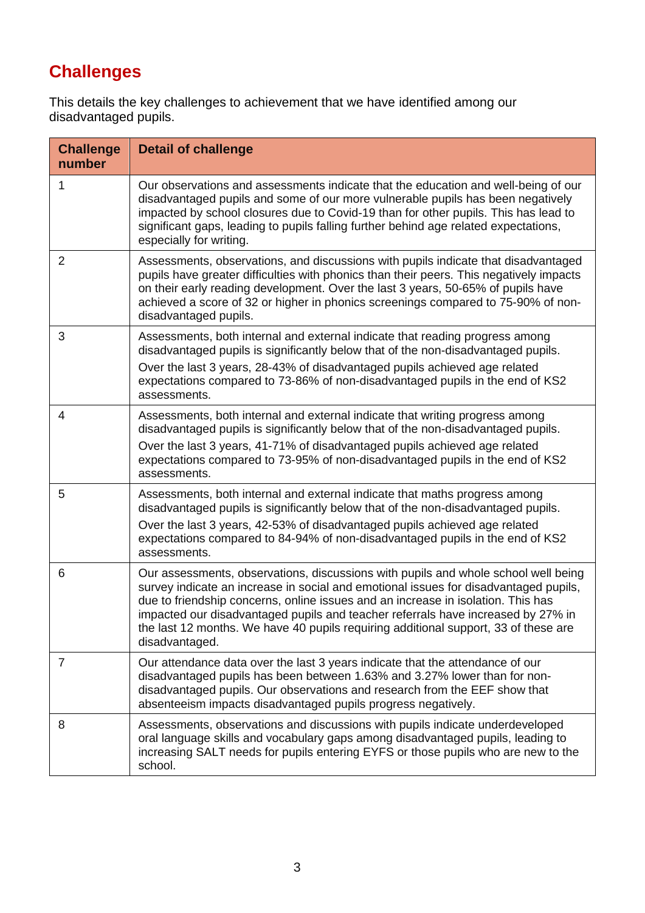## Challenges

This details the key challenges to achievement that we have identified among our disadvantaged pupils.

| Challenge number | Detail of challenge |
| --- | --- |
| 1 | Our observations and assessments indicate that the education and well-being of our disadvantaged pupils and some of our more vulnerable pupils has been negatively impacted by school closures due to Covid-19 than for other pupils. This has lead to significant gaps, leading to pupils falling further behind age related expectations, especially for writing. |
| 2 | Assessments, observations, and discussions with pupils indicate that disadvantaged pupils have greater difficulties with phonics than their peers. This negatively impacts on their early reading development. Over the last 3 years, 50-65% of pupils have achieved a score of 32 or higher in phonics screenings compared to 75-90% of non-disadvantaged pupils. |
| 3 | Assessments, both internal and external indicate that reading progress among disadvantaged pupils is significantly below that of the non-disadvantaged pupils.<br>Over the last 3 years, 28-43% of disadvantaged pupils achieved age related expectations compared to 73-86% of non-disadvantaged pupils in the end of KS2 assessments. |
| 4 | Assessments, both internal and external indicate that writing progress among disadvantaged pupils is significantly below that of the non-disadvantaged pupils.<br>Over the last 3 years, 41-71% of disadvantaged pupils achieved age related expectations compared to 73-95% of non-disadvantaged pupils in the end of KS2 assessments. |
| 5 | Assessments, both internal and external indicate that maths progress among disadvantaged pupils is significantly below that of the non-disadvantaged pupils.<br>Over the last 3 years, 42-53% of disadvantaged pupils achieved age related expectations compared to 84-94% of non-disadvantaged pupils in the end of KS2 assessments. |
| 6 | Our assessments, observations, discussions with pupils and whole school well being survey indicate an increase in social and emotional issues for disadvantaged pupils, due to friendship concerns, online issues and an increase in isolation. This has impacted our disadvantaged pupils and teacher referrals have increased by 27% in the last 12 months. We have 40 pupils requiring additional support, 33 of these are disadvantaged. |
| 7 | Our attendance data over the last 3 years indicate that the attendance of our disadvantaged pupils has been between 1.63% and 3.27% lower than for non-disadvantaged pupils. Our observations and research from the EEF show that absenteeism impacts disadvantaged pupils progress negatively. |
| 8 | Assessments, observations and discussions with pupils indicate underdeveloped oral language skills and vocabulary gaps among disadvantaged pupils, leading to increasing SALT needs for pupils entering EYFS or those pupils who are new to the school. |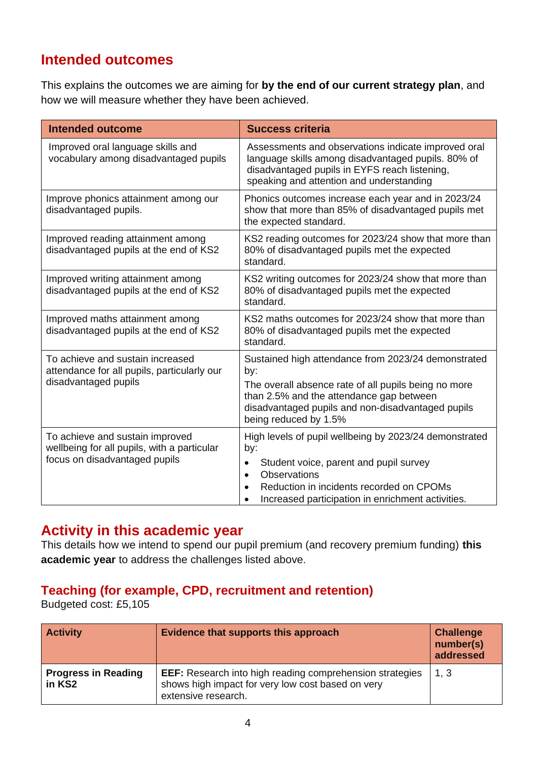## Intended outcomes

This explains the outcomes we are aiming for **by the end of our current strategy plan**, and how we will measure whether they have been achieved.

| Intended outcome | Success criteria |
|---|---|
| Improved oral language skills and vocabulary among disadvantaged pupils | Assessments and observations indicate improved oral language skills among disadvantaged pupils. 80% of disadvantaged pupils in EYFS reach listening, speaking and attention and understanding |
| Improve phonics attainment among our disadvantaged pupils. | Phonics outcomes increase each year and in 2023/24 show that more than 85% of disadvantaged pupils met the expected standard. |
| Improved reading attainment among disadvantaged pupils at the end of KS2 | KS2 reading outcomes for 2023/24 show that more than 80% of disadvantaged pupils met the expected standard. |
| Improved writing attainment among disadvantaged pupils at the end of KS2 | KS2 writing outcomes for 2023/24 show that more than 80% of disadvantaged pupils met the expected standard. |
| Improved maths attainment among disadvantaged pupils at the end of KS2 | KS2 maths outcomes for 2023/24 show that more than 80% of disadvantaged pupils met the expected standard. |
| To achieve and sustain increased attendance for all pupils, particularly our disadvantaged pupils | Sustained high attendance from 2023/24 demonstrated by:<br>The overall absence rate of all pupils being no more than 2.5% and the attendance gap between disadvantaged pupils and non-disadvantaged pupils being reduced by 1.5% |
| To achieve and sustain improved wellbeing for all pupils, with a particular focus on disadvantaged pupils | High levels of pupil wellbeing by 2023/24 demonstrated by:<br>• Student voice, parent and pupil survey<br>• Observations<br>• Reduction in incidents recorded on CPOMs<br>• Increased participation in enrichment activities. |

## Activity in this academic year

This details how we intend to spend our pupil premium (and recovery premium funding) **this academic year** to address the challenges listed above.

### Teaching (for example, CPD, recruitment and retention)

Budgeted cost: £5,105

| Activity | Evidence that supports this approach | Challenge number(s) addressed |
|---|---|---|
| **Progress in Reading in KS2** | **EEF:** Research into high reading comprehension strategies shows high impact for very low cost based on very extensive research. | 1, 3 |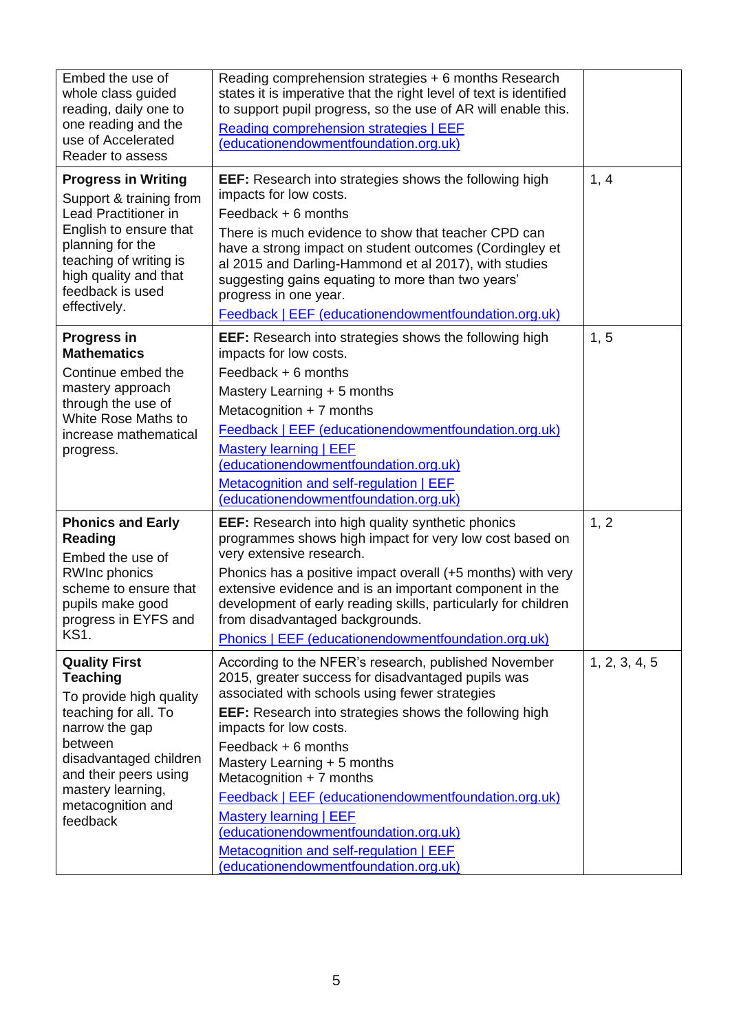| | | |
|---|---|---|
| Embed the use of whole class guided reading, daily one to one reading and the use of Accelerated Reader to assess | Reading comprehension strategies + 6 months Research states it is imperative that the right level of text is identified to support pupil progress, so the use of AR will enable this.<br>[Reading comprehension strategies \| EEF (educationendowmentfoundation.org.uk)]() | |
| **Progress in Writing**<br>Support & training from Lead Practitioner in English to ensure that planning for the teaching of writing is high quality and that feedback is used effectively. | **EEF:** Research into strategies shows the following high impacts for low costs.<br>Feedback + 6 months<br>There is much evidence to show that teacher CPD can have a strong impact on student outcomes (Cordingley et al 2015 and Darling-Hammond et al 2017), with studies suggesting gains equating to more than two years' progress in one year.<br>[Feedback \| EEF (educationendowmentfoundation.org.uk)]() | 1, 4 |
| **Progress in Mathematics**<br>Continue embed the mastery approach through the use of White Rose Maths to increase mathematical progress. | **EEF:** Research into strategies shows the following high impacts for low costs.<br>Feedback + 6 months<br>Mastery Learning + 5 months<br>Metacognition + 7 months<br>[Feedback \| EEF (educationendowmentfoundation.org.uk)]()<br>[Mastery learning \| EEF (educationendowmentfoundation.org.uk)]()<br>[Metacognition and self-regulation \| EEF (educationendowmentfoundation.org.uk)]() | 1, 5 |
| **Phonics and Early Reading**<br>Embed the use of RWInc phonics scheme to ensure that pupils make good progress in EYFS and KS1. | **EEF:** Research into high quality synthetic phonics programmes shows high impact for very low cost based on very extensive research.<br>Phonics has a positive impact overall (+5 months) with very extensive evidence and is an important component in the development of early reading skills, particularly for children from disadvantaged backgrounds.<br>[Phonics \| EEF (educationendowmentfoundation.org.uk)]() | 1, 2 |
| **Quality First Teaching**<br>To provide high quality teaching for all. To narrow the gap between disadvantaged children and their peers using mastery learning, metacognition and feedback | According to the NFER's research, published November 2015, greater success for disadvantaged pupils was associated with schools using fewer strategies<br>**EEF:** Research into strategies shows the following high impacts for low costs.<br>Feedback + 6 months<br>Mastery Learning + 5 months<br>Metacognition + 7 months<br>[Feedback \| EEF (educationendowmentfoundation.org.uk)]()<br>[Mastery learning \| EEF (educationendowmentfoundation.org.uk)]()<br>[Metacognition and self-regulation \| EEF (educationendowmentfoundation.org.uk)]() | 1, 2, 3, 4, 5 |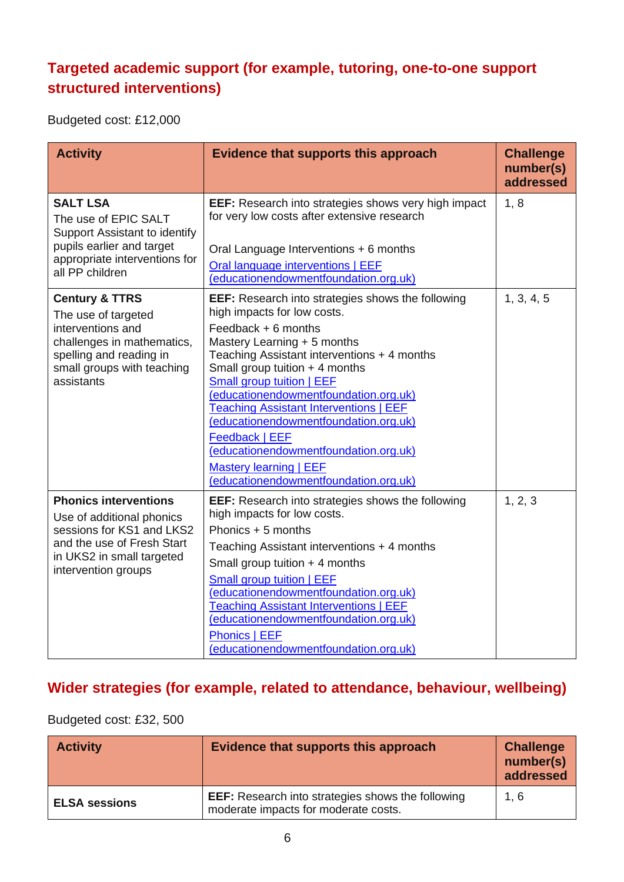## Targeted academic support (for example, tutoring, one-to-one support structured interventions)

Budgeted cost: £12,000

| Activity | Evidence that supports this approach | Challenge number(s) addressed |
|---|---|---|
| **SALT LSA**<br>The use of EPIC SALT Support Assistant to identify pupils earlier and target appropriate interventions for all PP children | **EEF:** Research into strategies shows very high impact for very low costs after extensive research<br><br>Oral Language Interventions + 6 months<br>[Oral language interventions \| EEF (educationendowmentfoundation.org.uk)]() | 1, 8 |
| **Century & TTRS**<br>The use of targeted interventions and challenges in mathematics, spelling and reading in small groups with teaching assistants | **EEF:** Research into strategies shows the following high impacts for low costs.<br>Feedback + 6 months<br>Mastery Learning + 5 months<br>Teaching Assistant interventions + 4 months<br>Small group tuition + 4 months<br>[Small group tuition \| EEF (educationendowmentfoundation.org.uk)]()<br>[Teaching Assistant Interventions \| EEF (educationendowmentfoundation.org.uk)]()<br>[Feedback \| EEF (educationendowmentfoundation.org.uk)]()<br>[Mastery learning \| EEF (educationendowmentfoundation.org.uk)]() | 1, 3, 4, 5 |
| **Phonics interventions**<br>Use of additional phonics sessions for KS1 and LKS2 and the use of Fresh Start in UKS2 in small targeted intervention groups | **EEF:** Research into strategies shows the following high impacts for low costs.<br>Phonics + 5 months<br>Teaching Assistant interventions + 4 months<br>Small group tuition + 4 months<br>[Small group tuition \| EEF (educationendowmentfoundation.org.uk)]()<br>[Teaching Assistant Interventions \| EEF (educationendowmentfoundation.org.uk)]()<br>[Phonics \| EEF (educationendowmentfoundation.org.uk)]() | 1, 2, 3 |

## Wider strategies (for example, related to attendance, behaviour, wellbeing)

Budgeted cost: £32, 500

| Activity | Evidence that supports this approach | Challenge number(s) addressed |
|---|---|---|
| **ELSA sessions** | **EEF:** Research into strategies shows the following moderate impacts for moderate costs. | 1, 6 |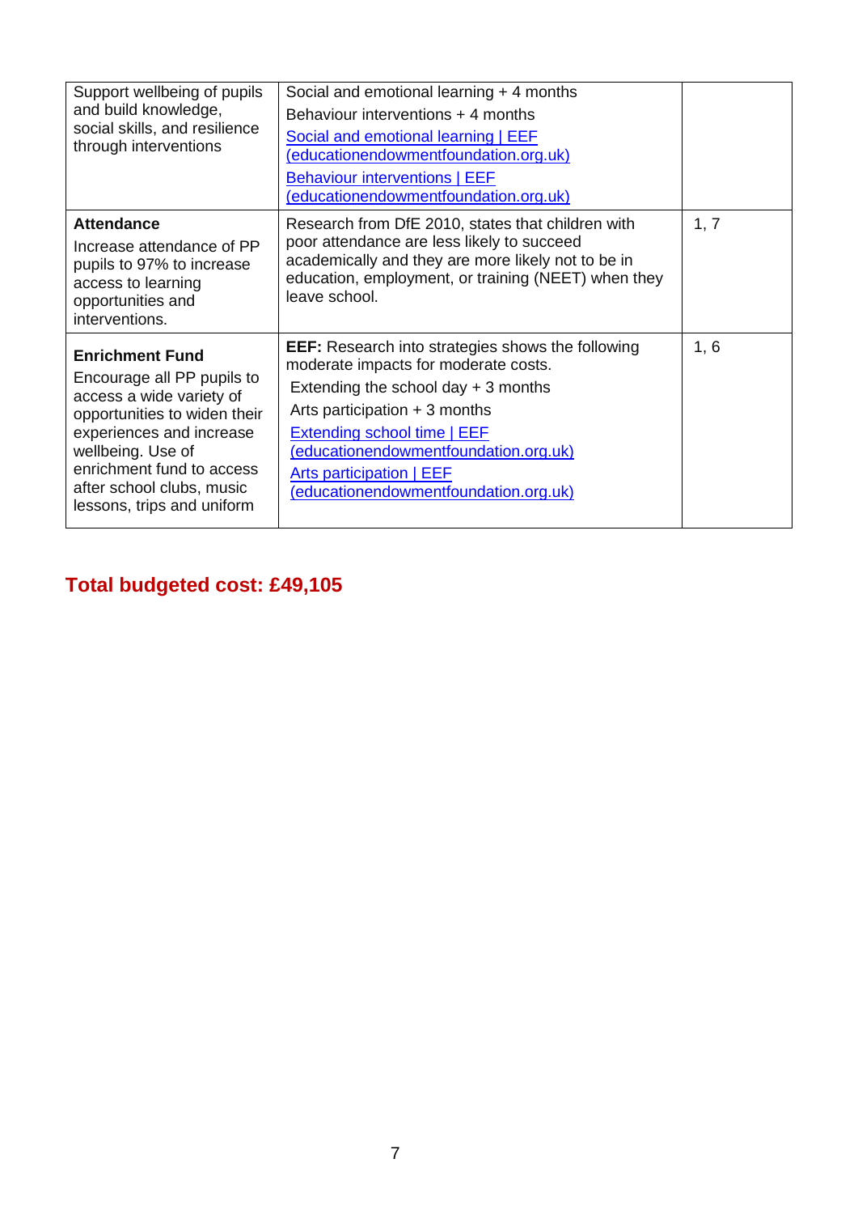| | | |
|---|---|---|
| Support wellbeing of pupils and build knowledge, social skills, and resilience through interventions | Social and emotional learning + 4 months<br>Behaviour interventions + 4 months<br>[Social and emotional learning \| EEF (educationendowmentfoundation.org.uk)]()<br>[Behaviour interventions \| EEF (educationendowmentfoundation.org.uk)]() | |
| **Attendance**<br>Increase attendance of PP pupils to 97% to increase access to learning opportunities and interventions. | Research from DfE 2010, states that children with poor attendance are less likely to succeed academically and they are more likely not to be in education, employment, or training (NEET) when they leave school. | 1, 7 |
| **Enrichment Fund**<br>Encourage all PP pupils to access a wide variety of opportunities to widen their experiences and increase wellbeing. Use of enrichment fund to access after school clubs, music lessons, trips and uniform | **EEF:** Research into strategies shows the following moderate impacts for moderate costs.<br>Extending the school day + 3 months<br>Arts participation + 3 months<br>[Extending school time \| EEF (educationendowmentfoundation.org.uk)]()<br>[Arts participation \| EEF (educationendowmentfoundation.org.uk)]() | 1, 6 |

## Total budgeted cost: £49,105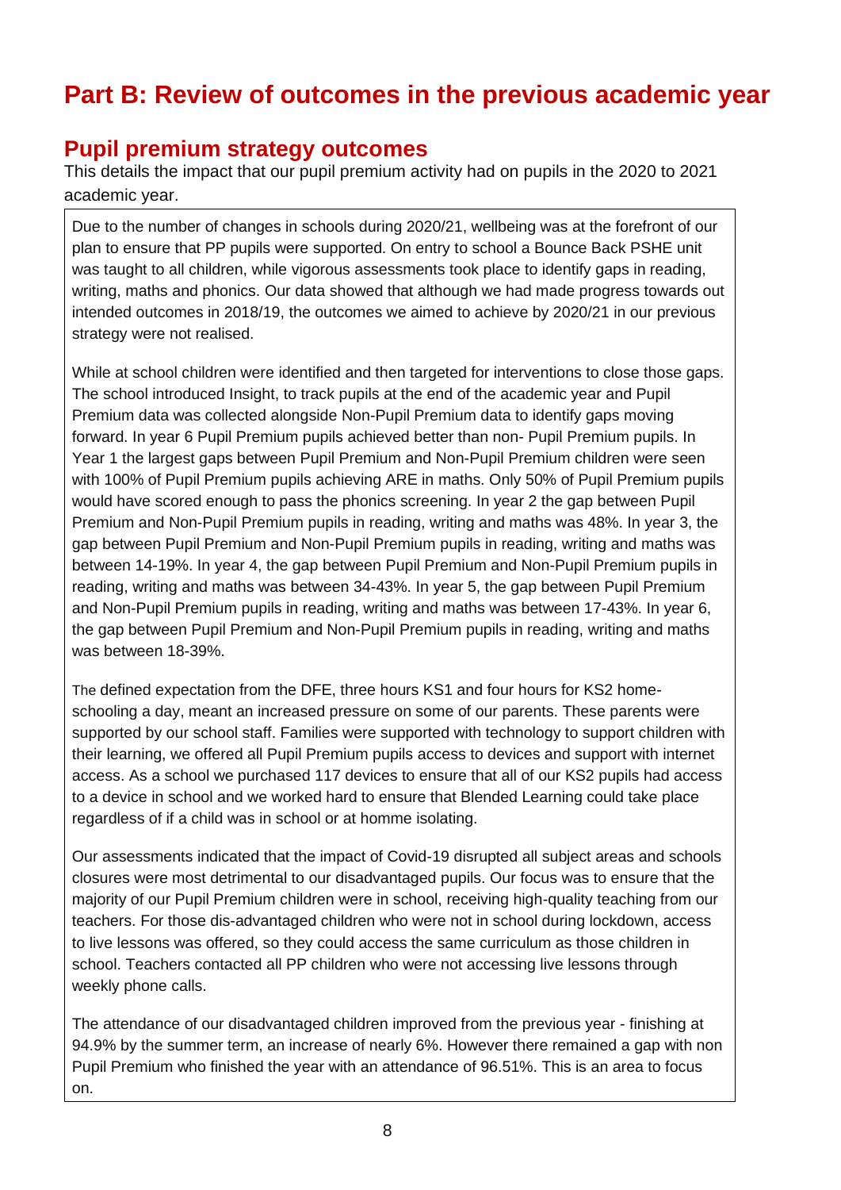# Part B: Review of outcomes in the previous academic year

## Pupil premium strategy outcomes

This details the impact that our pupil premium activity had on pupils in the 2020 to 2021 academic year.

Due to the number of changes in schools during 2020/21, wellbeing was at the forefront of our plan to ensure that PP pupils were supported. On entry to school a Bounce Back PSHE unit was taught to all children, while vigorous assessments took place to identify gaps in reading, writing, maths and phonics. Our data showed that although we had made progress towards out intended outcomes in 2018/19, the outcomes we aimed to achieve by 2020/21 in our previous strategy were not realised.

While at school children were identified and then targeted for interventions to close those gaps. The school introduced Insight, to track pupils at the end of the academic year and Pupil Premium data was collected alongside Non-Pupil Premium data to identify gaps moving forward. In year 6 Pupil Premium pupils achieved better than non- Pupil Premium pupils. In Year 1 the largest gaps between Pupil Premium and Non-Pupil Premium children were seen with 100% of Pupil Premium pupils achieving ARE in maths. Only 50% of Pupil Premium pupils would have scored enough to pass the phonics screening. In year 2 the gap between Pupil Premium and Non-Pupil Premium pupils in reading, writing and maths was 48%. In year 3, the gap between Pupil Premium and Non-Pupil Premium pupils in reading, writing and maths was between 14-19%. In year 4, the gap between Pupil Premium and Non-Pupil Premium pupils in reading, writing and maths was between 34-43%. In year 5, the gap between Pupil Premium and Non-Pupil Premium pupils in reading, writing and maths was between 17-43%. In year 6, the gap between Pupil Premium and Non-Pupil Premium pupils in reading, writing and maths was between 18-39%.

The defined expectation from the DFE, three hours KS1 and four hours for KS2 home-schooling a day, meant an increased pressure on some of our parents. These parents were supported by our school staff. Families were supported with technology to support children with their learning, we offered all Pupil Premium pupils access to devices and support with internet access. As a school we purchased 117 devices to ensure that all of our KS2 pupils had access to a device in school and we worked hard to ensure that Blended Learning could take place regardless of if a child was in school or at homme isolating.

Our assessments indicated that the impact of Covid-19 disrupted all subject areas and schools closures were most detrimental to our disadvantaged pupils. Our focus was to ensure that the majority of our Pupil Premium children were in school, receiving high-quality teaching from our teachers. For those dis-advantaged children who were not in school during lockdown, access to live lessons was offered, so they could access the same curriculum as those children in school. Teachers contacted all PP children who were not accessing live lessons through weekly phone calls.

The attendance of our disadvantaged children improved from the previous year - finishing at 94.9% by the summer term, an increase of nearly 6%. However there remained a gap with non Pupil Premium who finished the year with an attendance of 96.51%. This is an area to focus on.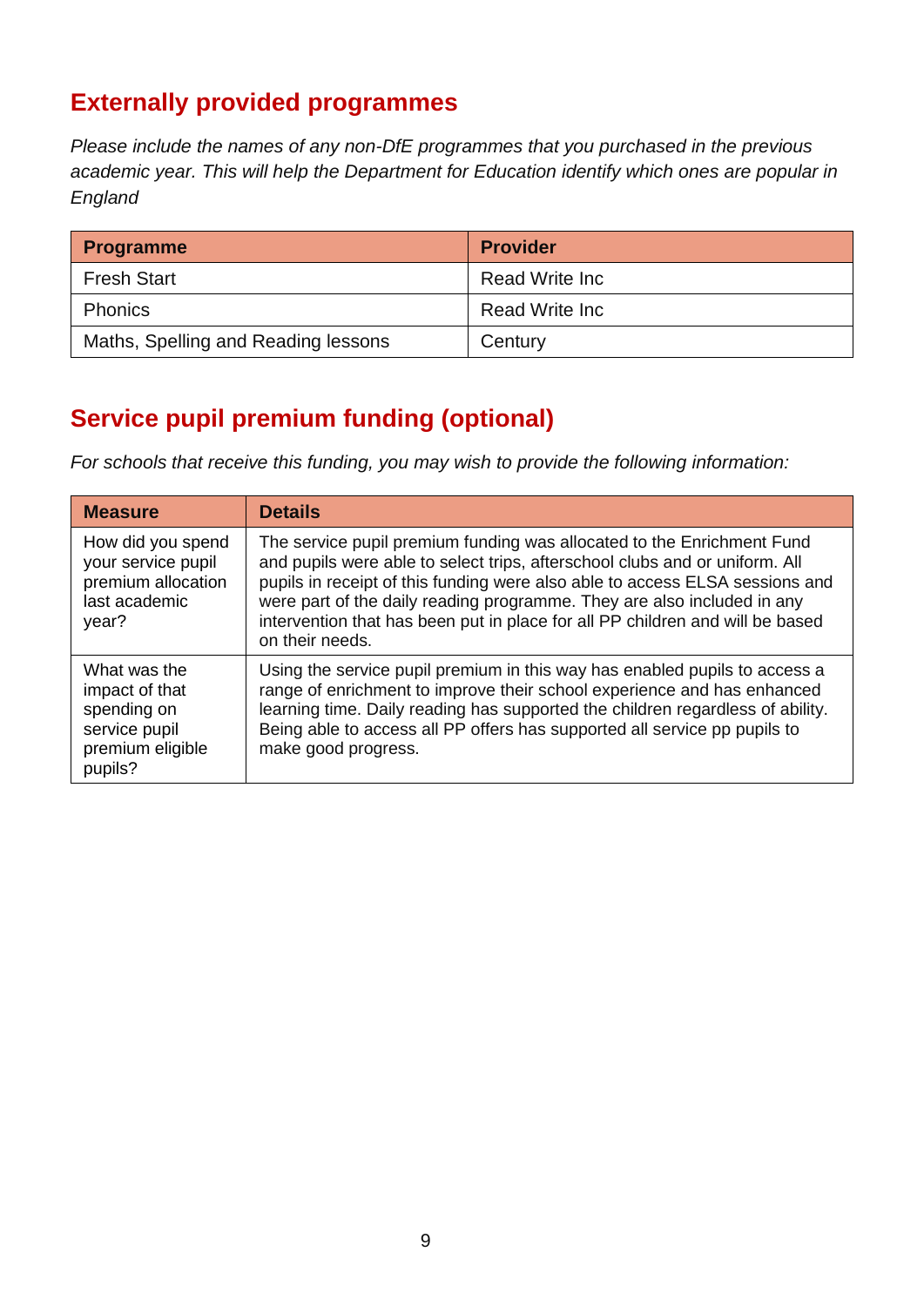## Externally provided programmes

*Please include the names of any non-DfE programmes that you purchased in the previous academic year. This will help the Department for Education identify which ones are popular in England*

| Programme | Provider |
|---|---|
| Fresh Start | Read Write Inc |
| Phonics | Read Write Inc |
| Maths, Spelling and Reading lessons | Century |

## Service pupil premium funding (optional)

*For schools that receive this funding, you may wish to provide the following information:*

| Measure | Details |
|---|---|
| How did you spend your service pupil premium allocation last academic year? | The service pupil premium funding was allocated to the Enrichment Fund and pupils were able to select trips, afterschool clubs and or uniform. All pupils in receipt of this funding were also able to access ELSA sessions and were part of the daily reading programme. They are also included in any intervention that has been put in place for all PP children and will be based on their needs. |
| What was the impact of that spending on service pupil premium eligible pupils? | Using the service pupil premium in this way has enabled pupils to access a range of enrichment to improve their school experience and has enhanced learning time. Daily reading has supported the children regardless of ability. Being able to access all PP offers has supported all service pp pupils to make good progress. |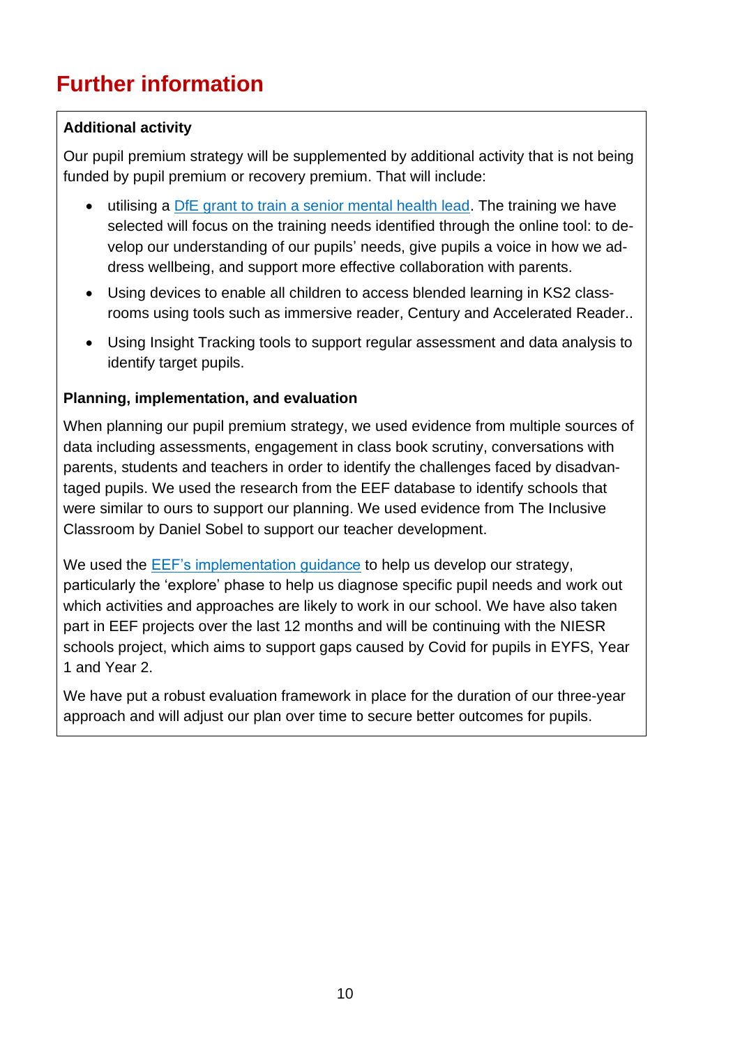# Further information

**Additional activity**

Our pupil premium strategy will be supplemented by additional activity that is not being funded by pupil premium or recovery premium. That will include:

- utilising a [DfE grant to train a senior mental health lead](). The training we have selected will focus on the training needs identified through the online tool: to develop our understanding of our pupils' needs, give pupils a voice in how we address wellbeing, and support more effective collaboration with parents.
- Using devices to enable all children to access blended learning in KS2 classrooms using tools such as immersive reader, Century and Accelerated Reader..
- Using Insight Tracking tools to support regular assessment and data analysis to identify target pupils.

**Planning, implementation, and evaluation**

When planning our pupil premium strategy, we used evidence from multiple sources of data including assessments, engagement in class book scrutiny, conversations with parents, students and teachers in order to identify the challenges faced by disadvantaged pupils. We used the research from the EEF database to identify schools that were similar to ours to support our planning. We used evidence from The Inclusive Classroom by Daniel Sobel to support our teacher development.

We used the [EEF's implementation guidance]() to help us develop our strategy, particularly the 'explore' phase to help us diagnose specific pupil needs and work out which activities and approaches are likely to work in our school. We have also taken part in EEF projects over the last 12 months and will be continuing with the NIESR schools project, which aims to support gaps caused by Covid for pupils in EYFS, Year 1 and Year 2.

We have put a robust evaluation framework in place for the duration of our three-year approach and will adjust our plan over time to secure better outcomes for pupils.